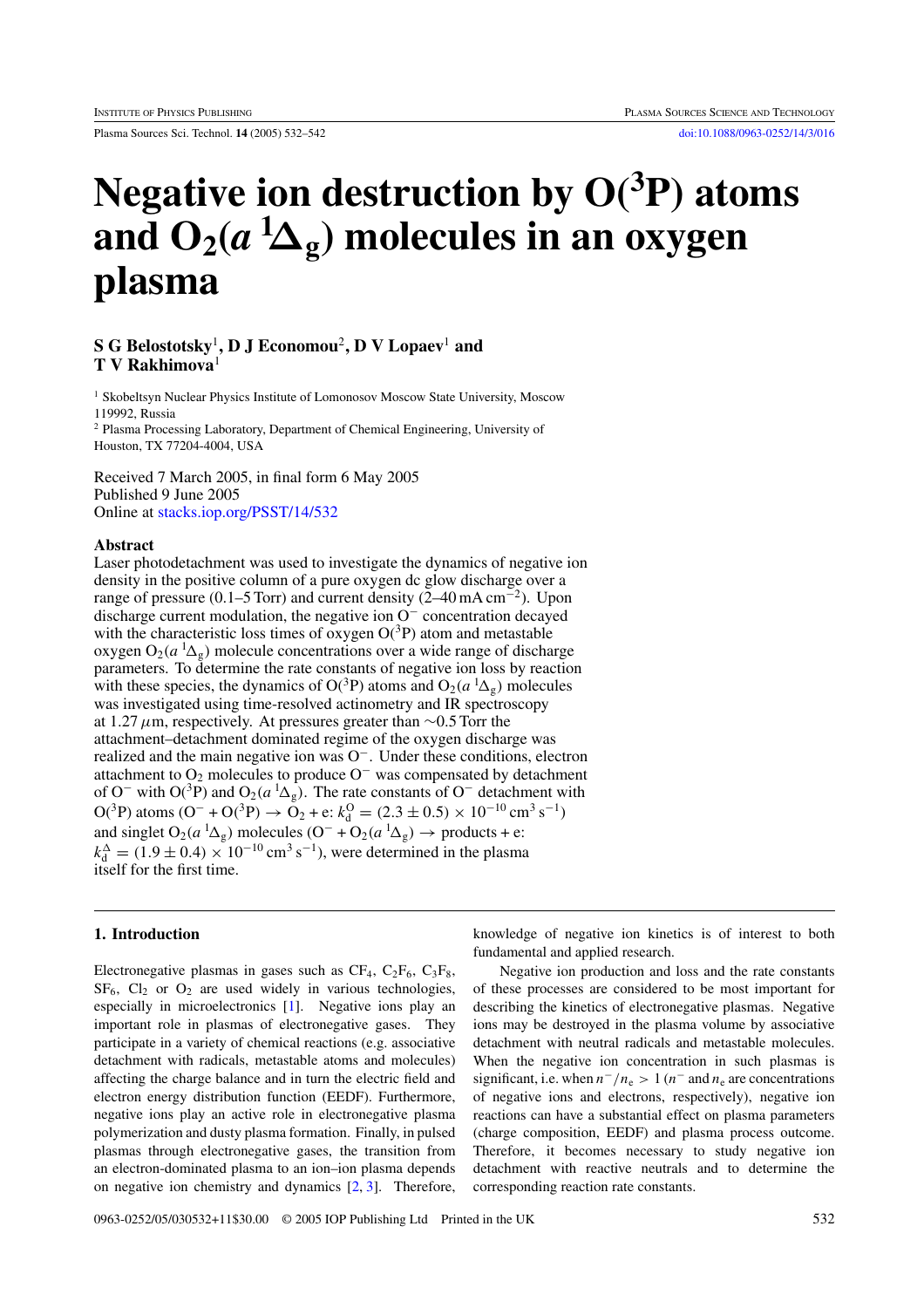# Negative ion destruction by $O(^3P)$ atoms and $O_2(a\,^1\Delta_g)$ molecules in an oxygen plasma

**S G Belostotsky**[1], **D J Economou**[2], **D V Lopaev**[1] **and T V Rakhimova**[1]

[1] Skobeltsyn Nuclear Physics Institute of Lomonosov Moscow State University, Moscow 119992, Russia

[2] Plasma Processing Laboratory, Department of Chemical Engineering, University of Houston, TX 77204-4004, USA

Received 7 March 2005, in final form 6 May 2005
Published 9 June 2005
Online at stacks.iop.org/PSST/14/532

## Abstract

Laser photodetachment was used to investigate the dynamics of negative ion density in the positive column of a pure oxygen dc glow discharge over a range of pressure (0.1–5 Torr) and current density (2–40 mA cm$^{-2}$). Upon discharge current modulation, the negative ion $O^-$ concentration decayed with the characteristic loss times of oxygen $O(^3P)$ atom and metastable oxygen $O_2(a\,^1\Delta_g)$ molecule concentrations over a wide range of discharge parameters. To determine the rate constants of negative ion loss by reaction with these species, the dynamics of $O(^3P)$ atoms and $O_2(a\,^1\Delta_g)$ molecules was investigated using time-resolved actinometry and IR spectroscopy at 1.27 $\mu$m, respectively. At pressures greater than ~0.5 Torr the attachment–detachment dominated regime of the oxygen discharge was realized and the main negative ion was $O^-$. Under these conditions, electron attachment to $O_2$ molecules to produce $O^-$ was compensated by detachment of $O^-$ with $O(^3P)$ and $O_2(a\,^1\Delta_g)$. The rate constants of $O^-$ detachment with $O(^3P)$ atoms ($O^- + O(^3P) \rightarrow O_2 + e$: $k_d^O = (2.3 \pm 0.5) \times 10^{-10}$ cm$^3$ s$^{-1}$) and singlet $O_2(a\,^1\Delta_g)$ molecules ($O^- + O_2(a\,^1\Delta_g) \rightarrow$ products + e: $k_d^\Delta = (1.9 \pm 0.4) \times 10^{-10}$ cm$^3$ s$^{-1}$), were determined in the plasma itself for the first time.

## 1. Introduction

Electronegative plasmas in gases such as $CF_4$, $C_2F_6$, $C_3F_8$, $SF_6$, $Cl_2$ or $O_2$ are used widely in various technologies, especially in microelectronics [1]. Negative ions play an important role in plasmas of electronegative gases. They participate in a variety of chemical reactions (e.g. associative detachment with radicals, metastable atoms and molecules) affecting the charge balance and in turn the electric field and electron energy distribution function (EEDF). Furthermore, negative ions play an active role in electronegative plasma polymerization and dusty plasma formation. Finally, in pulsed plasmas through electronegative gases, the transition from an electron-dominated plasma to an ion–ion plasma depends on negative ion chemistry and dynamics [2, 3]. Therefore, knowledge of negative ion kinetics is of interest to both fundamental and applied research.

Negative ion production and loss and the rate constants of these processes are considered to be most important for describing the kinetics of electronegative plasmas. Negative ions may be destroyed in the plasma volume by associative detachment with neutral radicals and metastable molecules. When the negative ion concentration in such plasmas is significant, i.e. when $n^-/n_e > 1$ ($n^-$ and $n_e$ are concentrations of negative ions and electrons, respectively), negative ion reactions can have a substantial effect on plasma parameters (charge composition, EEDF) and plasma process outcome. Therefore, it becomes necessary to study negative ion detachment with reactive neutrals and to determine the corresponding reaction rate constants.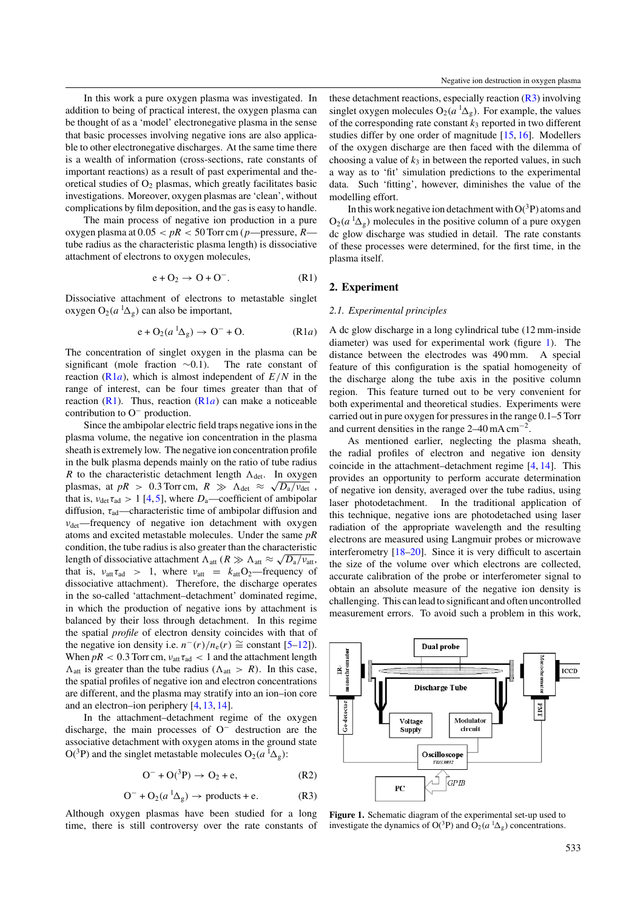In this work a pure oxygen plasma was investigated. In addition to being of practical interest, the oxygen plasma can be thought of as a 'model' electronegative plasma in the sense that basic processes involving negative ions are also applicable to other electronegative discharges. At the same time there is a wealth of information (cross-sections, rate constants of important reactions) as a result of past experimental and theoretical studies of $O_2$ plasmas, which greatly facilitates basic investigations. Moreover, oxygen plasmas are 'clean', without complications by film deposition, and the gas is easy to handle.

The main process of negative ion production in a pure oxygen plasma at $0.05 < pR < 50$ Torr cm ($p$—pressure, $R$—tube radius as the characteristic plasma length) is dissociative attachment of electrons to oxygen molecules,

$$\mathrm{e} + \mathrm{O_2} \rightarrow \mathrm{O} + \mathrm{O^-}. \tag{R1}$$

Dissociative attachment of electrons to metastable singlet oxygen $O_2(a\,^1\Delta_g)$ can also be important,

$$\mathrm{e} + \mathrm{O_2}(a\,^1\Delta_g) \rightarrow \mathrm{O^-} + \mathrm{O}. \tag{R1$a$}$$

The concentration of singlet oxygen in the plasma can be significant (mole fraction ~0.1). The rate constant of reaction (R1$a$), which is almost independent of $E/N$ in the range of interest, can be four times greater than that of reaction (R1). Thus, reaction (R1$a$) can make a noticeable contribution to $O^-$ production.

Since the ambipolar electric field traps negative ions in the plasma volume, the negative ion concentration in the plasma sheath is extremely low. The negative ion concentration profile in the bulk plasma depends mainly on the ratio of tube radius $R$ to the characteristic detachment length $\Lambda_{\mathrm{det}}$. In oxygen plasmas, at $pR > 0.3$ Torr cm, $R \gg \Lambda_{\mathrm{det}} \approx \sqrt{D_a/\nu_{\mathrm{det}}}$, that is, $\nu_{\mathrm{det}}\tau_{\mathrm{ad}} > 1$ [4, 5], where $D_a$—coefficient of ambipolar diffusion, $\tau_{\mathrm{ad}}$—characteristic time of ambipolar diffusion and $\nu_{\mathrm{det}}$—frequency of negative ion detachment with oxygen atoms and excited metastable molecules. Under the same $pR$ condition, the tube radius is also greater than the characteristic length of dissociative attachment $\Lambda_{\mathrm{att}}$ ($R \gg \Lambda_{\mathrm{att}} \approx \sqrt{D_a/\nu_{\mathrm{att}}}$, that is, $\nu_{\mathrm{att}}\tau_{\mathrm{ad}} > 1$, where $\nu_{\mathrm{att}} = k_{\mathrm{att}}\mathrm{O_2}$—frequency of dissociative attachment). Therefore, the discharge operates in the so-called 'attachment–detachment' dominated regime, in which the production of negative ions by attachment is balanced by their loss through detachment. In this regime the spatial *profile* of electron density coincides with that of the negative ion density i.e. $n^-(r)/n_e(r) \cong$ constant [5–12]). When $pR < 0.3$ Torr cm, $\nu_{\mathrm{att}}\tau_{\mathrm{ad}} < 1$ and the attachment length $\Lambda_{\mathrm{att}}$ is greater than the tube radius ($\Lambda_{\mathrm{att}} > R$). In this case, the spatial profiles of negative ion and electron concentrations are different, and the plasma may stratify into an ion–ion core and an electron–ion periphery [4, 13, 14].

In the attachment–detachment regime of the oxygen discharge, the main processes of $O^-$ destruction are the associative detachment with oxygen atoms in the ground state $O(^3P)$ and the singlet metastable molecules $O_2(a\,^1\Delta_g)$:

$$\mathrm{O^-} + \mathrm{O}(^3\mathrm{P}) \rightarrow \mathrm{O_2} + \mathrm{e}, \tag{R2}$$

$$\mathrm{O^-} + \mathrm{O_2}(a\,^1\Delta_g) \rightarrow \text{products} + \mathrm{e}. \tag{R3}$$

Although oxygen plasmas have been studied for a long time, there is still controversy over the rate constants of these detachment reactions, especially reaction (R3) involving singlet oxygen molecules $O_2(a\,^1\Delta_g)$. For example, the values of the corresponding rate constant $k_3$ reported in two different studies differ by one order of magnitude [15, 16]. Modellers of the oxygen discharge are then faced with the dilemma of choosing a value of $k_3$ in between the reported values, in such a way as to 'fit' simulation predictions to the experimental data. Such 'fitting', however, diminishes the value of the modelling effort.

In this work negative ion detachment with $O(^3P)$ atoms and $O_2(a\,^1\Delta_g)$ molecules in the positive column of a pure oxygen dc glow discharge was studied in detail. The rate constants of these processes were determined, for the first time, in the plasma itself.

## 2. Experiment

### 2.1. Experimental principles

A dc glow discharge in a long cylindrical tube (12 mm-inside diameter) was used for experimental work (figure 1). The distance between the electrodes was 490 mm. A special feature of this configuration is the spatial homogeneity of the discharge along the tube axis in the positive column region. This feature turned out to be very convenient for both experimental and theoretical studies. Experiments were carried out in pure oxygen for pressures in the range 0.1–5 Torr and current densities in the range 2–40 mA cm$^{-2}$.

As mentioned earlier, neglecting the plasma sheath, the radial profiles of electron and negative ion density coincide in the attachment–detachment regime [4, 14]. This provides an opportunity to perform accurate determination of negative ion density, averaged over the tube radius, using laser photodetachment. In the traditional application of this technique, negative ions are photodetached using laser radiation of the appropriate wavelength and the resulting electrons are measured using Langmuir probes or microwave interferometry [18–20]. Since it is very difficult to ascertain the size of the volume over which electrons are collected, accurate calibration of the probe or interferometer signal to obtain an absolute measure of the negative ion density is challenging. This can lead to significant and often uncontrolled measurement errors. To avoid such a problem in this work,

Dual probe

IR monochromator

Ge-detector

Discharge Tube

Voltage Supply

Modulator circuit

Monochromator

ICCD

PMT

Oscilloscope TDS3032

PC

GPIB

**Figure 1.** Schematic diagram of the experimental set-up used to investigate the dynamics of $O(^3P)$ and $O_2(a\,^1\Delta_g)$ concentrations.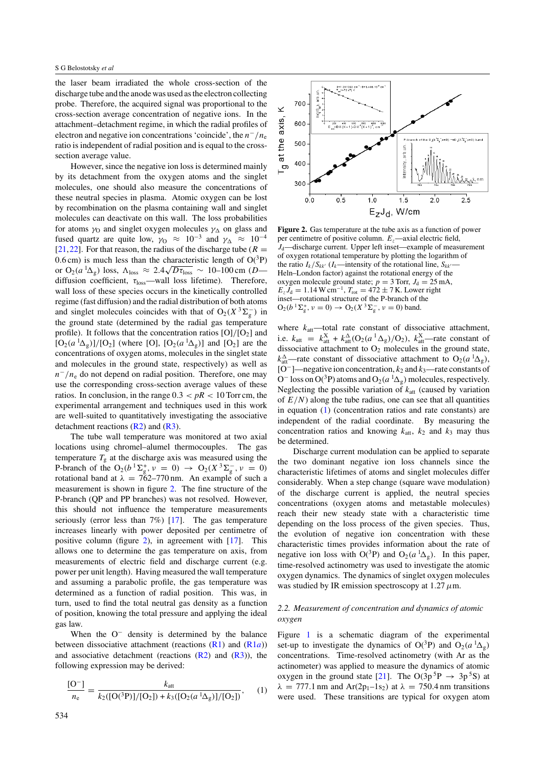the laser beam irradiated the whole cross-section of the discharge tube and the anode was used as the electron collecting probe. Therefore, the acquired signal was proportional to the cross-section average concentration of negative ions. In the attachment–detachment regime, in which the radial profiles of electron and negative ion concentrations 'coincide', the $n^-/n_e$ ratio is independent of radial position and is equal to the cross-section average value.

However, since the negative ion loss is determined mainly by its detachment from the oxygen atoms and the singlet oxygen molecules, one should also measure the concentrations of these neutral species in plasma. Atomic oxygen can be lost by recombination on the plasma containing wall and singlet molecules can deactivate on this wall. The loss probabilities for atoms $\gamma_O$ and singlet oxygen molecules $\gamma_\Delta$ on glass and fused quartz are quite low, $\gamma_O \approx 10^{-3}$ and $\gamma_\Delta \approx 10^{-4}$ [21,22]. For that reason, the radius of the discharge tube ($R = 0.6$ cm) is much less than the characteristic length of $O(^3P)$ or $O_2(a\,^1\Delta_g)$ loss, $\Lambda_{loss} \approx 2.4\sqrt{D\tau_{loss}} \sim 10$–$100$ cm ($D$—diffusion coefficient, $\tau_{loss}$—wall loss lifetime). Therefore, wall loss of these species occurs in the kinetically controlled regime (fast diffusion) and the radial distribution of both atoms and singlet molecules coincides with that of $O_2(X\,^3\Sigma_g^-)$ in the ground state (determined by the radial gas temperature profile). It follows that the concentration ratios $[O]/[O_2]$ and $[O_2(a\,^1\Delta_g)]/[O_2]$ (where $[O]$, $[O_2(a\,^1\Delta_g)]$ and $[O_2]$ are the concentrations of oxygen atoms, molecules in the singlet state and molecules in the ground state, respectively) as well as $n^-/n_e$ do not depend on radial position. Therefore, one may use the corresponding cross-section average values of these ratios. In conclusion, in the range $0.3 < pR < 10$ Torr cm, the experimental arrangement and techniques used in this work are well-suited to quantitatively investigating the associative detachment reactions (R2) and (R3).

The tube wall temperature was monitored at two axial locations using chromel–alumel thermocouples. The gas temperature $T_g$ at the discharge axis was measured using the P-branch of the $O_2(b\,^1\Sigma_g^+, v = 0) \rightarrow O_2(X\,^3\Sigma_g^-, v = 0)$ rotational band at $\lambda = 762$–$770$ nm. An example of such a measurement is shown in figure 2. The fine structure of the P-branch (QP and PP branches) was not resolved. However, this should not influence the temperature measurements seriously (error less than 7%) [17]. The gas temperature increases linearly with power deposited per centimetre of positive column (figure 2), in agreement with [17]. This allows one to determine the gas temperature on axis, from measurements of electric field and discharge current (e.g. power per unit length). Having measured the wall temperature and assuming a parabolic profile, the gas temperature was determined as a function of radial position. This was, in turn, used to find the total neutral gas density as a function of position, knowing the total pressure and applying the ideal gas law.

T g at the axis, K
700
600
500
400
300
0.0 0.5 1.0 1.5 2.0 2.5
$E_Z J_d$, W/cm

Figure 2. Gas temperature at the tube axis as a function of power per centimetre of positive column. $E_z$—axial electric field, $J_d$—discharge current. Upper left inset—example of measurement of oxygen rotational temperature by plotting the logarithm of the ratio $I_k/S_{kk'}$ ($I_k$—intensity of the rotational line, $S_{kk'}$—Heln–London factor) against the rotational energy of the oxygen molecule ground state; $p = 3$ Torr, $J_d = 25$ mA, $E_z J_d = 1.14$ W cm$^{-1}$, $T_{rot} = 472 \pm 7$ K. Lower right inset—rotational structure of the P-branch of the $O_2(b\,^1\Sigma_g^+, v = 0) \rightarrow O_2(X\,^3\Sigma_g^-, v = 0)$ band.

When the $O^-$ density is determined by the balance between dissociative attachment (reactions (R1) and (R1a)) and associative detachment (reactions (R2) and (R3)), the following expression may be derived:

$$\frac{[O^-]}{n_e} = \frac{k_{att}}{k_2([O(^3P)]/[O_2]) + k_3([O_2(a\,^1\Delta_g)]/[O_2])}, \qquad (1)$$

where $k_{att}$—total rate constant of dissociative attachment, i.e. $k_{att} = k_{att}^X + k_{att}^\Delta(O_2(a\,^1\Delta_g)/O_2)$, $k_{att}^X$—rate constant of dissociative attachment to $O_2$ molecules in the ground state, $k_{att}^\Delta$—rate constant of dissociative attachment to $O_2(a\,^1\Delta_g)$, $[O^-]$—negative ion concentration, $k_2$ and $k_3$—rate constants of $O^-$ loss on $O(^3P)$ atoms and $O_2(a\,^1\Delta_g)$ molecules, respectively. Neglecting the possible variation of $k_{att}$ (caused by variation of $E/N$) along the tube radius, one can see that all quantities in equation (1) (concentration ratios and rate constants) are independent of the radial coordinate. By measuring the concentration ratios and knowing $k_{att}$, $k_2$ and $k_3$ may thus be determined.

Discharge current modulation can be applied to separate the two dominant negative ion loss channels since the characteristic lifetimes of atoms and singlet molecules differ considerably. When a step change (square wave modulation) of the discharge current is applied, the neutral species concentrations (oxygen atoms and metastable molecules) reach their new steady state with a characteristic time depending on the loss process of the given species. Thus, the evolution of negative ion concentration with these characteristic times provides information about the rate of negative ion loss with $O(^3P)$ and $O_2(a\,^1\Delta_g)$. In this paper, time-resolved actinometry was used to investigate the atomic oxygen dynamics. The dynamics of singlet oxygen molecules was studied by IR emission spectroscopy at 1.27 $\mu$m.

### *2.2. Measurement of concentration and dynamics of atomic oxygen*

Figure 1 is a schematic diagram of the experimental set-up to investigate the dynamics of $O(^3P)$ and $O_2(a\,^1\Delta_g)$ concentrations. Time-resolved actinometry (with Ar as the actinometer) was applied to measure the dynamics of atomic oxygen in the ground state [21]. The $O(3p\,^5P \rightarrow 3p\,^5S)$ at $\lambda = 777.1$ nm and $Ar(2p_1$–$1s_2)$ at $\lambda = 750.4$ nm transitions were used. These transitions are typical for oxygen atom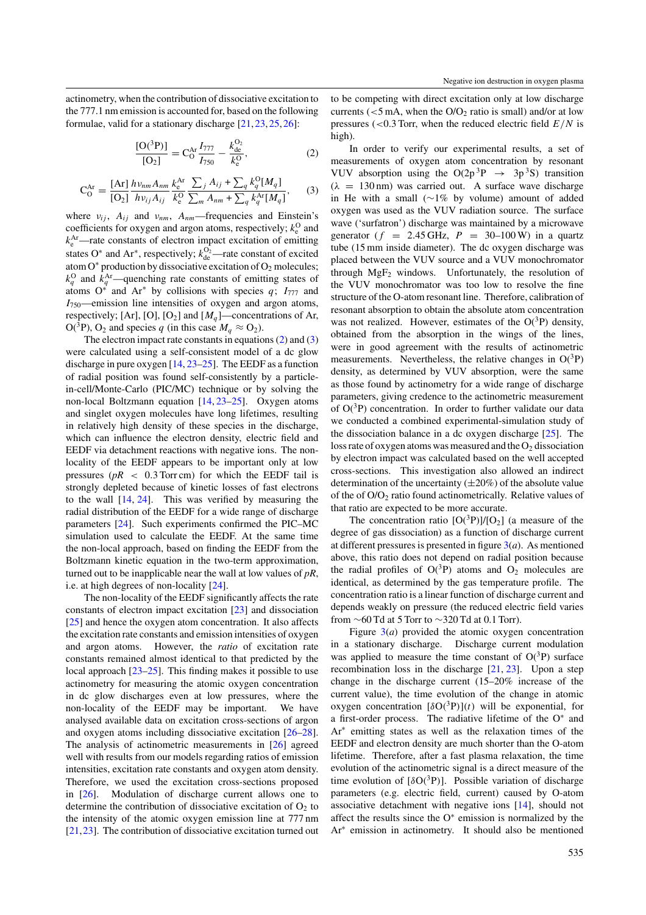actinometry, when the contribution of dissociative excitation to the 777.1 nm emission is accounted for, based on the following formulae, valid for a stationary discharge [21, 23, 25, 26]:

$$\frac{[\mathrm{O}(^3\mathrm{P})]}{[\mathrm{O}_2]} = \mathrm{C}_\mathrm{O}^\mathrm{Ar}\frac{I_{777}}{I_{750}} - \frac{k_\mathrm{de}^{\mathrm{O}_2}}{k_\mathrm{e}^\mathrm{O}}, \tag{2}$$

$$\mathrm{C}_\mathrm{O}^\mathrm{Ar} = \frac{[\mathrm{Ar}]}{[\mathrm{O}_2]}\frac{h\nu_{nm}A_{nm}}{h\nu_{ij}A_{ij}}\frac{k_\mathrm{e}^\mathrm{Ar}}{k_\mathrm{e}^\mathrm{O}}\frac{\sum_j A_{ij} + \sum_q k_q^\mathrm{O}[M_q]}{\sum_m A_{nm} + \sum_q k_q^\mathrm{Ar}[M_q]}, \tag{3}$$

where $\nu_{ij}$, $A_{ij}$ and $\nu_{nm}$, $A_{nm}$—frequencies and Einstein's coefficients for oxygen and argon atoms, respectively; $k_\mathrm{e}^\mathrm{O}$ and $k_\mathrm{e}^\mathrm{Ar}$—rate constants of electron impact excitation of emitting states $\mathrm{O}^*$ and $\mathrm{Ar}^*$, respectively; $k_\mathrm{de}^{\mathrm{O}_2}$—rate constant of excited atom $\mathrm{O}^*$ production by dissociative excitation of $\mathrm{O}_2$ molecules; $k_q^\mathrm{O}$ and $k_q^\mathrm{Ar}$—quenching rate constants of emitting states of atoms $\mathrm{O}^*$ and $\mathrm{Ar}^*$ by collisions with species $q$; $I_{777}$ and $I_{750}$—emission line intensities of oxygen and argon atoms, respectively; [Ar], [O], $[\mathrm{O}_2]$ and $[M_q]$—concentrations of Ar, $\mathrm{O}(^3\mathrm{P})$, $\mathrm{O}_2$ and species $q$ (in this case $M_q \approx \mathrm{O}_2$).

The electron impact rate constants in equations (2) and (3) were calculated using a self-consistent model of a dc glow discharge in pure oxygen [14, 23–25]. The EEDF as a function of radial position was found self-consistently by a particle-in-cell/Monte-Carlo (PIC/MC) technique or by solving the non-local Boltzmann equation [14, 23–25]. Oxygen atoms and singlet oxygen molecules have long lifetimes, resulting in relatively high density of these species in the discharge, which can influence the electron density, electric field and EEDF via detachment reactions with negative ions. The non-locality of the EEDF appears to be important only at low pressures ($pR$ < 0.3 Torr cm) for which the EEDF tail is strongly depleted because of kinetic losses of fast electrons to the wall [14, 24]. This was verified by measuring the radial distribution of the EEDF for a wide range of discharge parameters [24]. Such experiments confirmed the PIC–MC simulation used to calculate the EEDF. At the same time the non-local approach, based on finding the EEDF from the Boltzmann kinetic equation in the two-term approximation, turned out to be inapplicable near the wall at low values of $pR$, i.e. at high degrees of non-locality [24].

The non-locality of the EEDF significantly affects the rate constants of electron impact excitation [23] and dissociation [25] and hence the oxygen atom concentration. It also affects the excitation rate constants and emission intensities of oxygen and argon atoms. However, the *ratio* of excitation rate constants remained almost identical to that predicted by the local approach [23–25]. This finding makes it possible to use actinometry for measuring the atomic oxygen concentration in dc glow discharges even at low pressures, where the non-locality of the EEDF may be important. We have analysed available data on excitation cross-sections of argon and oxygen atoms including dissociative excitation [26–28]. The analysis of actinometric measurements in [26] agreed well with results from our models regarding ratios of emission intensities, excitation rate constants and oxygen atom density. Therefore, we used the excitation cross-sections proposed in [26]. Modulation of discharge current allows one to determine the contribution of dissociative excitation of $\mathrm{O}_2$ to the intensity of the atomic oxygen emission line at 777 nm [21, 23]. The contribution of dissociative excitation turned out to be competing with direct excitation only at low discharge currents (<5 mA, when the $\mathrm{O}/\mathrm{O}_2$ ratio is small) and/or at low pressures (<0.3 Torr, when the reduced electric field $E/N$ is high).

In order to verify our experimental results, a set of measurements of oxygen atom concentration by resonant VUV absorption using the $\mathrm{O}(2\mathrm{p}\,^3\mathrm{P} \rightarrow 3\mathrm{p}\,^3\mathrm{S})$ transition ($\lambda$ = 130 nm) was carried out. A surface wave discharge in He with a small (∼1% by volume) amount of added oxygen was used as the VUV radiation source. The surface wave ('surfatron') discharge was maintained by a microwave generator ($f$ = 2.45 GHz, $P$ = 30–100 W) in a quartz tube (15 mm inside diameter). The dc oxygen discharge was placed between the VUV source and a VUV monochromator through $\mathrm{MgF}_2$ windows. Unfortunately, the resolution of the VUV monochromator was too low to resolve the fine structure of the O-atom resonant line. Therefore, calibration of resonant absorption to obtain the absolute atom concentration was not realized. However, estimates of the $\mathrm{O}(^3\mathrm{P})$ density, obtained from the absorption in the wings of the lines, were in good agreement with the results of actinometric measurements. Nevertheless, the relative changes in $\mathrm{O}(^3\mathrm{P})$ density, as determined by VUV absorption, were the same as those found by actinometry for a wide range of discharge parameters, giving credence to the actinometric measurement of $\mathrm{O}(^3\mathrm{P})$ concentration. In order to further validate our data we conducted a combined experimental-simulation study of the dissociation balance in a dc oxygen discharge [25]. The loss rate of oxygen atoms was measured and the $\mathrm{O}_2$ dissociation by electron impact was calculated based on the well accepted cross-sections. This investigation also allowed an indirect determination of the uncertainty (±20%) of the absolute value of the of the $\mathrm{O}/\mathrm{O}_2$ ratio found actinometrically. Relative values of that ratio are expected to be more accurate.

The concentration ratio $[\mathrm{O}(^3\mathrm{P})]/[\mathrm{O}_2]$ (a measure of the degree of gas dissociation) as a function of discharge current at different pressures is presented in figure 3(*a*). As mentioned above, this ratio does not depend on radial position because the radial profiles of $\mathrm{O}(^3\mathrm{P})$ atoms and $\mathrm{O}_2$ molecules are identical, as determined by the gas temperature profile. The concentration ratio is a linear function of discharge current and depends weakly on pressure (the reduced electric field varies from ∼60 Td at 5 Torr to ∼320 Td at 0.1 Torr).

Figure 3(*a*) provided the atomic oxygen concentration in a stationary discharge. Discharge current modulation was applied to measure the time constant of $\mathrm{O}(^3\mathrm{P})$ surface recombination loss in the discharge [21, 23]. Upon a step change in the discharge current (15–20% increase of the current value), the time evolution of the change in atomic oxygen concentration $[\delta\mathrm{O}(^3\mathrm{P})](t)$ will be exponential, for a first-order process. The radiative lifetime of the $\mathrm{O}^*$ and $\mathrm{Ar}^*$ emitting states as well as the relaxation times of the EEDF and electron density are much shorter than the O-atom lifetime. Therefore, after a fast plasma relaxation, the time evolution of the actinometric signal is a direct measure of the time evolution of $[\delta\mathrm{O}(^3\mathrm{P})]$. Possible variation of discharge parameters (e.g. electric field, current) caused by O-atom associative detachment with negative ions [14], should not affect the results since the $\mathrm{O}^*$ emission is normalized by the $\mathrm{Ar}^*$ emission in actinometry. It should also be mentioned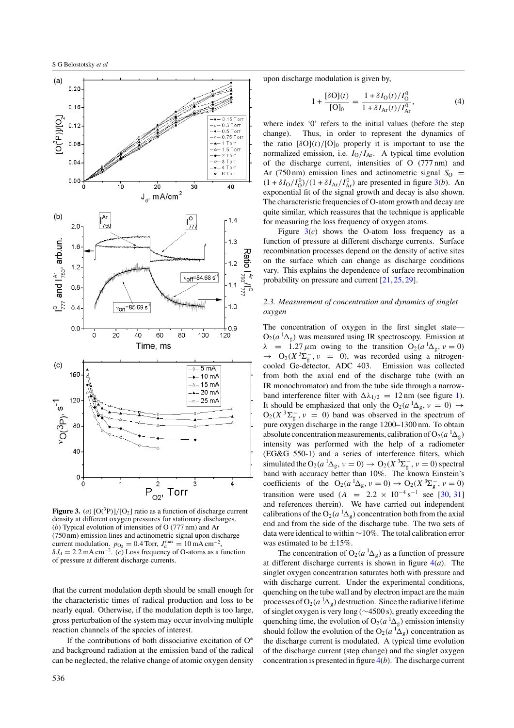(a)

0.20
0.16
0.12
0.08
0.04
0.00

[O(3P)]/[O2]

0 10 20 30 40

J_d, mA/cm²

0.15 Torr
0.3 Torr
0.5 Torr
0.75 Torr
1 Torr
1.5 Torr
2 Torr
3 Torr
4 Torr
6 Torr

(b)

I^Ar_750
I^O_777

2.0
1.6
1.2
0.8
0.4
0.0

I^O_777 and I^Ar_750, arb.un.

1.4
1.3
1.2
1.1
1.0
0.9

Ratio I^Ar_750/I^O_777

ν_off=84.68 s⁻¹
ν_on=85.69 s⁻¹

0 20 40 60 80 100 120

Time, ms

(c)

160
120
80
40
0

ν O(3P), s⁻¹

0 1 2 3 4

P_O2, Torr

5 mA
10 mA
15 mA
20 mA
25 mA

**Figure 3.** (*a*) $[O(^3P)]/[O_2]$ ratio as a function of discharge current density at different oxygen pressures for stationary discharges. (*b*) Typical evolution of intensities of O (777 nm) and Ar (750 nm) emission lines and actinometric signal upon discharge current modulation. $p_{O_2} = 0.4$ Torr, $J_d^{max} = 10\,\mathrm{mA\,cm^{-2}}$, $\delta J_d = 2.2\,\mathrm{mA\,cm^{-2}}$. (*c*) Loss frequency of O-atoms as a function of pressure at different discharge currents.

that the current modulation depth should be small enough for the characteristic times of radical production and loss to be nearly equal. Otherwise, if the modulation depth is too large, gross perturbation of the system may occur involving multiple reaction channels of the species of interest.

If the contributions of both dissociative excitation of $O^*$ and background radiation at the emission band of the radical can be neglected, the relative change of atomic oxygen density upon discharge modulation is given by,

$$1 + \frac{[\delta O](t)}{[O]_0} = \frac{1 + \delta I_O(t)/I_O^0}{1 + \delta I_{Ar}(t)/I_{Ar}^0}, \tag{4}$$

where index '0' refers to the initial values (before the step change). Thus, in order to represent the dynamics of the ratio $[\delta O](t)/[O]_0$ properly it is important to use the normalized emission, i.e. $I_O/I_{Ar}$. A typical time evolution of the discharge current, intensities of O (777 nm) and Ar (750 nm) emission lines and actinometric signal $S_O = (1 + \delta I_O/I_O^0)/(1 + \delta I_{Ar}/I_{Ar}^0)$ are presented in figure 3(*b*). An exponential fit of the signal growth and decay is also shown. The characteristic frequencies of O-atom growth and decay are quite similar, which reassures that the technique is applicable for measuring the loss frequency of oxygen atoms.

Figure 3(*c*) shows the O-atom loss frequency as a function of pressure at different discharge currents. Surface recombination processes depend on the density of active sites on the surface which can change as discharge conditions vary. This explains the dependence of surface recombination probability on pressure and current [21, 25, 29].

### *2.3. Measurement of concentration and dynamics of singlet oxygen*

The concentration of oxygen in the first singlet state—$O_2(a\,^1\Delta_g)$ was measured using IR spectroscopy. Emission at $\lambda = 1.27\,\mu$m owing to the transition $O_2(a\,^1\Delta_g, \nu = 0) \rightarrow O_2(X\,^3\Sigma_g^-, \nu = 0)$, was recorded using a nitrogen-cooled Ge-detector, ADC 403. Emission was collected from both the axial end of the discharge tube (with an IR monochromator) and from the tube side through a narrow-band interference filter with $\Delta\lambda_{1/2} = 12$ nm (see figure 1). It should be emphasized that only the $O_2(a\,^1\Delta_g, \nu = 0) \rightarrow O_2(X\,^3\Sigma_g^-, \nu = 0)$ band was observed in the spectrum of pure oxygen discharge in the range 1200–1300 nm. To obtain absolute concentration measurements, calibration of $O_2(a\,^1\Delta_g)$ intensity was performed with the help of a radiometer (EG&G 550-1) and a series of interference filters, which simulated the $O_2(a\,^1\Delta_g, \nu = 0) \rightarrow O_2(X\,^3\Sigma_g^-, \nu = 0)$ spectral band with accuracy better than 10%. The known Einstein's coefficients of the $O_2(a\,^1\Delta_g, \nu = 0) \rightarrow O_2(X\,^3\Sigma_g^-, \nu = 0)$ transition were used ($A = 2.2 \times 10^{-4}\,\mathrm{s^{-1}}$ see [30, 31] and references therein). We have carried out independent calibrations of the $O_2(a\,^1\Delta_g)$ concentration both from the axial end and from the side of the discharge tube. The two sets of data were identical to within ~10%. The total calibration error was estimated to be ±15%.

The concentration of $O_2(a\,^1\Delta_g)$ as a function of pressure at different discharge currents is shown in figure 4(*a*). The singlet oxygen concentration saturates both with pressure and with discharge current. Under the experimental conditions, quenching on the tube wall and by electron impact are the main processes of $O_2(a\,^1\Delta_g)$ destruction. Since the radiative lifetime of singlet oxygen is very long (~4500 s), greatly exceeding the quenching time, the evolution of $O_2(a\,^1\Delta_g)$ emission intensity should follow the evolution of the $O_2(a\,^1\Delta_g)$ concentration as the discharge current is modulated. A typical time evolution of the discharge current (step change) and the singlet oxygen concentration is presented in figure 4(*b*). The discharge current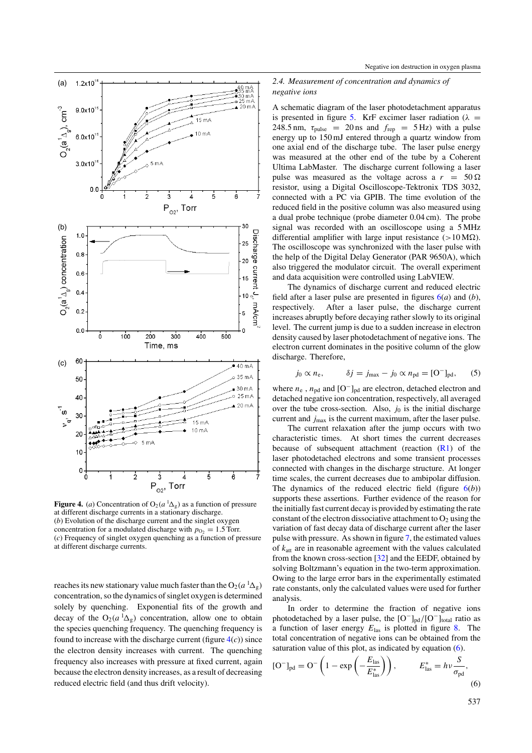(a)

1.2x10^16

9.0x10^15

6.0x10^15

3.0x10^15

0.0

$O_2(a\,^1\Delta_g)$, cm$^{-3}$

0 1 2 3 4 5 6 7

$P_{O2}$, Torr

40 mA
35 mA
30 mA
25 mA
20 mA
15 mA
10 mA
5 mA

(b)

$O_2(a\,^1\Delta_g)$ concentration

1.0
0.8
0.6
0.4
0.2
0.0

0 100 200 300 400 500

Time, ms

Discharge current $J_d$, mA/cm$^2$

30
25
20
15
10
5
0

(c)

60
50
40
30
20
10
0

$\nu_q$, s$^{-1}$

0 1 2 3 4 5 6 7

$P_{O2}$, Torr

40 mA
35 mA
30 mA
25 mA
20 mA
15 mA
10 mA
5 mA

**Figure 4.** (*a*) Concentration of $O_2(a\,^1\Delta_g)$ as a function of pressure at different discharge currents in a stationary discharge. (*b*) Evolution of the discharge current and the singlet oxygen concentration for a modulated discharge with $p_{O_2} = 1.5$ Torr. (*c*) Frequency of singlet oxygen quenching as a function of pressure at different discharge currents.

reaches its new stationary value much faster than the $O_2(a\,^1\Delta_g)$ concentration, so the dynamics of singlet oxygen is determined solely by quenching. Exponential fits of the growth and decay of the $O_2(a\,^1\Delta_g)$ concentration, allow one to obtain the species quenching frequency. The quenching frequency is found to increase with the discharge current (figure 4(*c*)) since the electron density increases with current. The quenching frequency also increases with pressure at fixed current, again because the electron density increases, as a result of decreasing reduced electric field (and thus drift velocity).

### 2.4. Measurement of concentration and dynamics of negative ions

A schematic diagram of the laser photodetachment apparatus is presented in figure 5. KrF excimer laser radiation ($\lambda$ = 248.5 nm, $\tau_{pulse}$ = 20 ns and $f_{rep}$ = 5 Hz) with a pulse energy up to 150 mJ entered through a quartz window from one axial end of the discharge tube. The laser pulse energy was measured at the other end of the tube by a Coherent Ultima LabMaster. The discharge current following a laser pulse was measured as the voltage across a $r = 50\,\Omega$ resistor, using a Digital Oscilloscope-Tektronix TDS 3032, connected with a PC via GPIB. The time evolution of the reduced field in the positive column was also measured using a dual probe technique (probe diameter 0.04 cm). The probe signal was recorded with an oscilloscope using a 5 MHz differential amplifier with large input resistance (>10 MΩ). The oscilloscope was synchronized with the laser pulse with the help of the Digital Delay Generator (PAR 9650A), which also triggered the modulator circuit. The overall experiment and data acquisition were controlled using LabVIEW.

The dynamics of discharge current and reduced electric field after a laser pulse are presented in figures 6(*a*) and (*b*), respectively. After a laser pulse, the discharge current increases abruptly before decaying rather slowly to its original level. The current jump is due to a sudden increase in electron density caused by laser photodetachment of negative ions. The electron current dominates in the positive column of the glow discharge. Therefore,

$$j_0 \propto n_e, \qquad \delta j = j_{max} - j_0 \propto n_{pd} = [O^-]_{pd}, \qquad (5)$$

where $n_e$, $n_{pd}$ and $[O^-]_{pd}$ are electron, detached electron and detached negative ion concentration, respectively, all averaged over the tube cross-section. Also, $j_0$ is the initial discharge current and $j_{max}$ is the current maximum, after the laser pulse.

The current relaxation after the jump occurs with two characteristic times. At short times the current decreases because of subsequent attachment (reaction (R1) of the laser photodetached electrons and some transient processes connected with changes in the discharge structure. At longer time scales, the current decreases due to ambipolar diffusion. The dynamics of the reduced electric field (figure 6(*b*)) supports these assertions. Further evidence of the reason for the initially fast current decay is provided by estimating the rate constant of the electron dissociative attachment to $O_2$ using the variation of fast decay data of discharge current after the laser pulse with pressure. As shown in figure 7, the estimated values of $k_{att}$ are in reasonable agreement with the values calculated from the known cross-section [32] and the EEDF, obtained by solving Boltzmann's equation in the two-term approximation. Owing to the large error bars in the experimentally estimated rate constants, only the calculated values were used for further analysis.

In order to determine the fraction of negative ions photodetached by a laser pulse, the $[O^-]_{pd}/[O^-]_{total}$ ratio as a function of laser energy $E_{las}$ is plotted in figure 8. The total concentration of negative ions can be obtained from the saturation value of this plot, as indicated by equation (6).

$$[O^-]_{pd} = O^-\left(1 - \exp\left(-\frac{E_{las}}{E^*_{las}}\right)\right), \qquad E^*_{las} = h\nu\frac{S}{\sigma_{pd}}, \qquad (6)$$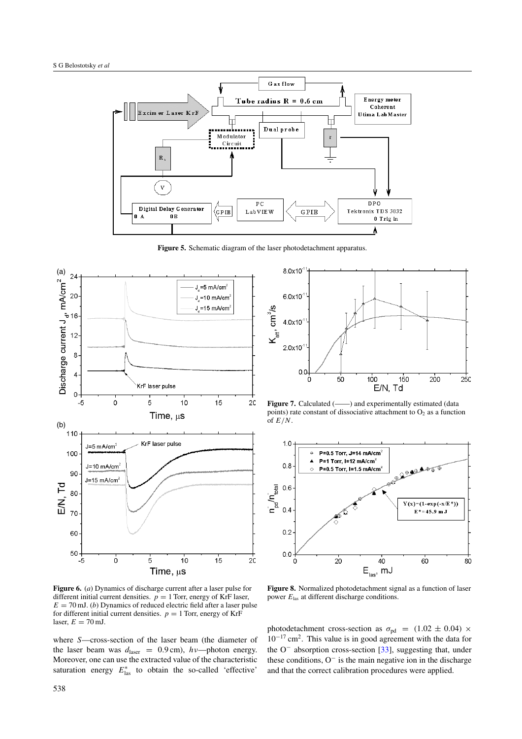Gas flow

Tube radius R = 0.6 cm

Excimer Laser KrF

Energy meter Coherent Ultima LabMaster

Dual probe

Modulator Circuit

R,

r

V

Digital Delay Generator
0 A 0 B

GPIB

PC LabVIEW

GPIB

DPO Tektronix TDS 3032
0 Trig In

**Figure 5.** Schematic diagram of the laser photodetachment apparatus.

(a)

Discharge current $J_d$, mA/cm$^2$

$J_d$=5 mA/cm$^2$

$J_d$=10 mA/cm$^2$

$J_d$=15 mA/cm$^2$

KrF laser pulse

Time, μs

(b)

E/N, Td

J=5 mA/cm$^2$

J=10 mA/cm$^2$

J=15 mA/cm$^2$

KrF laser pulse

Time, μs

**Figure 6.** (*a*) Dynamics of discharge current after a laser pulse for different initial current densities. $p = 1$ Torr, energy of KrF laser, $E = 70$ mJ. (*b*) Dynamics of reduced electric field after a laser pulse for different initial current densities. $p = 1$ Torr, energy of KrF laser, $E = 70$ mJ.

$K_{att}$, cm$^3$/s

E/N, Td

**Figure 7.** Calculated (——) and experimentally estimated (data points) rate constant of dissociative attachment to $O_2$ as a function of $E/N$.

$n^-_{pd}/n^-_{total}$

P=0.5 Torr, J=14 mA/cm$^2$

P=1 Torr, I=12 mA/cm$^2$

P=0.5 Torr, I=1.5 mA/cm$^2$

Y(x)=(1-exp(-x/E*))
E*=45.9 mJ

$E_{las}$, mJ

**Figure 8.** Normalized photodetachment signal as a function of laser power $E_{las}$ at different discharge conditions.

where *S*—cross-section of the laser beam (the diameter of the laser beam was $d_{laser} = 0.9$ cm), $h\nu$—photon energy. Moreover, one can use the extracted value of the characteristic saturation energy $E^*_{las}$ to obtain the so-called 'effective' photodetachment cross-section as $\sigma_{pd} = (1.02 \pm 0.04) \times 10^{-17}$ cm$^2$. This value is in good agreement with the data for the $O^-$ absorption cross-section [33], suggesting that, under these conditions, $O^-$ is the main negative ion in the discharge and that the correct calibration procedures were applied.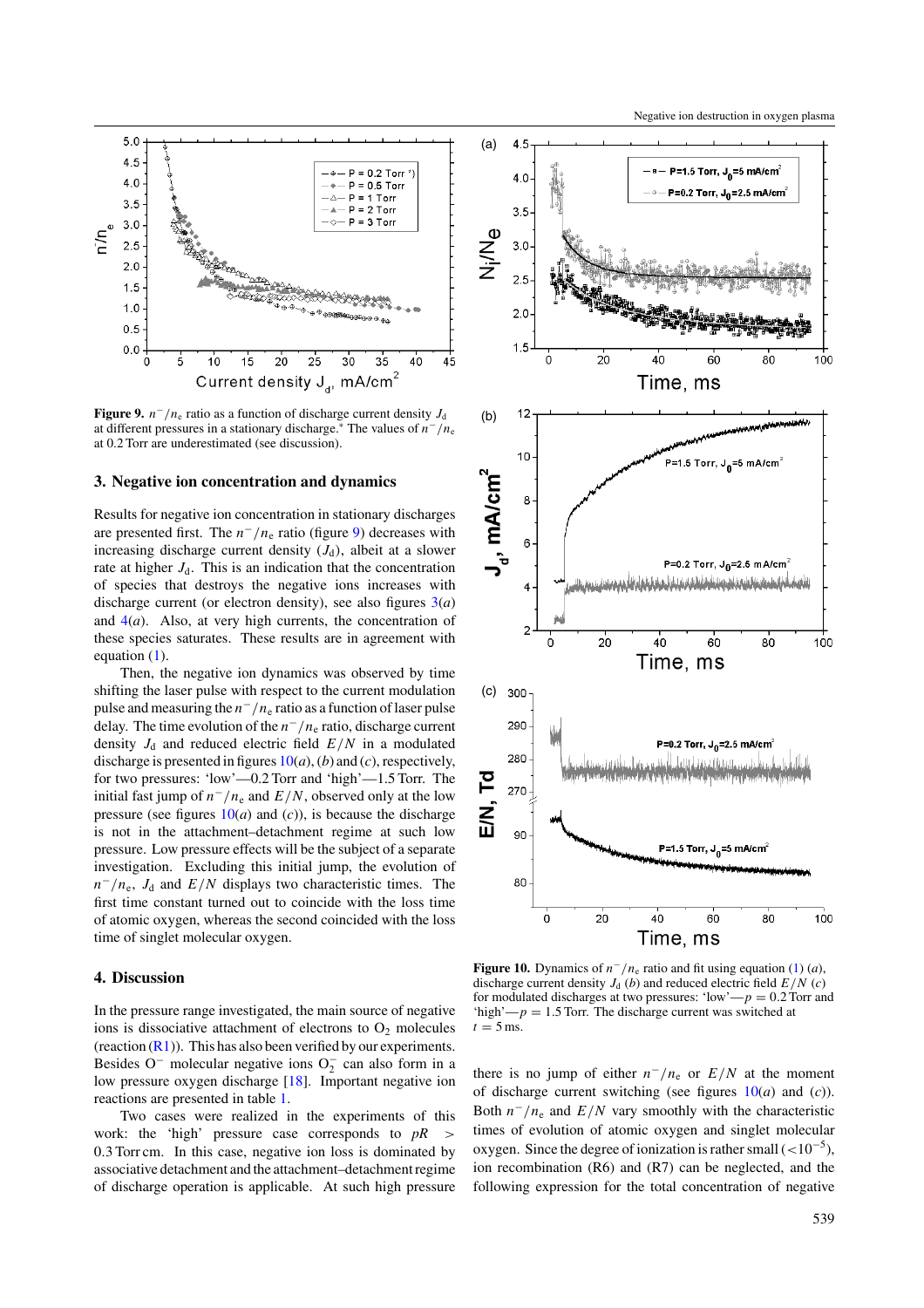5.0
4.5
4.0
3.5
3.0
2.5
2.0
1.5
1.0
0.5
0.0

0 5 10 15 20 25 30 35 40 45

$n^-/n_e$

Current density $J_d$, mA/cm$^2$

P = 0.2 Torr *)
P = 0.5 Torr
P = 1 Torr
P = 2 Torr
P = 3 Torr

**Figure 9.** $n^-/n_e$ ratio as a function of discharge current density $J_d$ at different pressures in a stationary discharge.* The values of $n^-/n_e$ at 0.2 Torr are underestimated (see discussion).

## 3. Negative ion concentration and dynamics

Results for negative ion concentration in stationary discharges are presented first. The $n^-/n_e$ ratio (figure 9) decreases with increasing discharge current density ($J_d$), albeit at a slower rate at higher $J_d$. This is an indication that the concentration of species that destroys the negative ions increases with discharge current (or electron density), see also figures 3(*a*) and 4(*a*). Also, at very high currents, the concentration of these species saturates. These results are in agreement with equation (1).

Then, the negative ion dynamics was observed by time shifting the laser pulse with respect to the current modulation pulse and measuring the $n^-/n_e$ ratio as a function of laser pulse delay. The time evolution of the $n^-/n_e$ ratio, discharge current density $J_d$ and reduced electric field $E/N$ in a modulated discharge is presented in figures 10(*a*), (*b*) and (*c*), respectively, for two pressures: 'low'—0.2 Torr and 'high'—1.5 Torr. The initial fast jump of $n^-/n_e$ and $E/N$, observed only at the low pressure (see figures 10(*a*) and (*c*)), is because the discharge is not in the attachment–detachment regime at such low pressure. Low pressure effects will be the subject of a separate investigation. Excluding this initial jump, the evolution of $n^-/n_e$, $J_d$ and $E/N$ displays two characteristic times. The first time constant turned out to coincide with the loss time of atomic oxygen, whereas the second coincided with the loss time of singlet molecular oxygen.

(a)

4.5
4.0
3.5
3.0
2.5
2.0
1.5

0 20 40 60 80 100

$N_i/N_e$

Time, ms

P=1.5 Torr, $J_0$=5 mA/cm$^2$
P=0.2 Torr, $J_0$=2.5 mA/cm$^2$

(b)

12
10
8
6
4
2

0 20 40 60 80 100

$J_d$, mA/cm$^2$

Time, ms

P=1.5 Torr, $J_0$=5 mA/cm$^2$
P=0.2 Torr, $J_0$=2.5 mA/cm$^2$

(c)

300
290
280
270
90
80

0 20 40 60 80 100

E/N, Td

Time, ms

P=0.2 Torr, $J_0$=2.5 mA/cm$^2$
P=1.5 Torr, $J_0$=5 mA/cm$^2$

**Figure 10.** Dynamics of $n^-/n_e$ ratio and fit using equation (1) (*a*), discharge current density $J_d$ (*b*) and reduced electric field $E/N$ (*c*) for modulated discharges at two pressures: 'low'—$p$ = 0.2 Torr and 'high'—$p$ = 1.5 Torr. The discharge current was switched at $t$ = 5 ms.

## 4. Discussion

In the pressure range investigated, the main source of negative ions is dissociative attachment of electrons to $O_2$ molecules (reaction (R1)). This has also been verified by our experiments. Besides $O^-$ molecular negative ions $O_2^-$ can also form in a low pressure oxygen discharge [18]. Important negative ion reactions are presented in table 1.

Two cases were realized in the experiments of this work: the 'high' pressure case corresponds to $pR$ > 0.3 Torr cm. In this case, negative ion loss is dominated by associative detachment and the attachment–detachment regime of discharge operation is applicable. At such high pressure there is no jump of either $n^-/n_e$ or $E/N$ at the moment of discharge current switching (see figures 10(*a*) and (*c*)). Both $n^-/n_e$ and $E/N$ vary smoothly with the characteristic times of evolution of atomic oxygen and singlet molecular oxygen. Since the degree of ionization is rather small ($<10^{-5}$), ion recombination (R6) and (R7) can be neglected, and the following expression for the total concentration of negative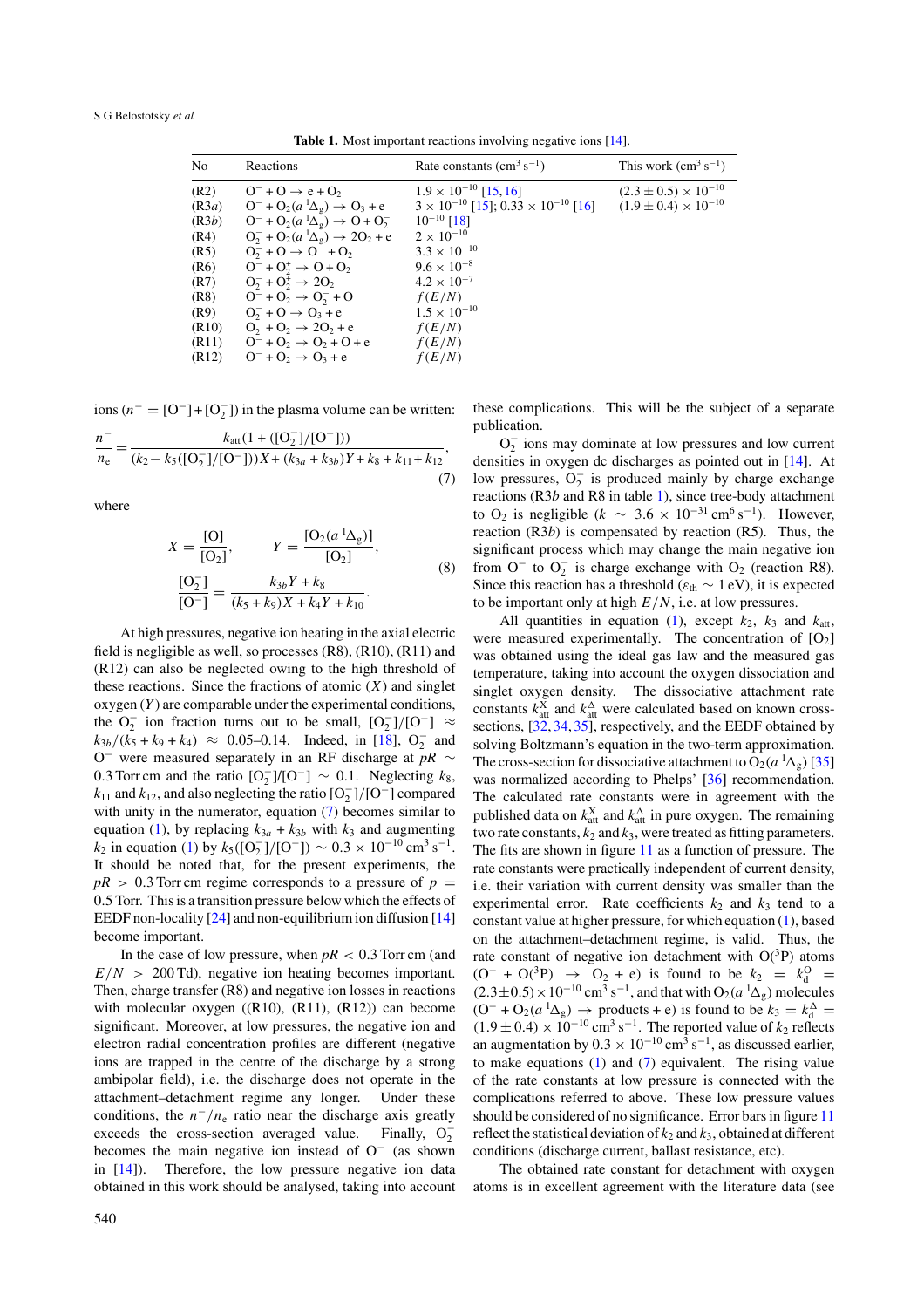**Table 1.** Most important reactions involving negative ions [14].

| No | Reactions | Rate constants ($cm^3 s^{-1}$) | This work ($cm^3 s^{-1}$) |
|---|---|---|---|
| (R2) | $O^- + O \rightarrow e + O_2$ | $1.9 \times 10^{-10}$ [15, 16] | $(2.3 \pm 0.5) \times 10^{-10}$ |
| (R3$a$) | $O^- + O_2(a\,^1\Delta_g) \rightarrow O_3 + e$ | $3 \times 10^{-10}$ [15]; $0.33 \times 10^{-10}$ [16] | $(1.9 \pm 0.4) \times 10^{-10}$ |
| (R3$b$) | $O^- + O_2(a\,^1\Delta_g) \rightarrow O + O_2^-$ | $10^{-10}$ [18] | |
| (R4) | $O_2^- + O_2(a\,^1\Delta_g) \rightarrow 2O_2 + e$ | $2 \times 10^{-10}$ | |
| (R5) | $O_2^- + O \rightarrow O^- + O_2$ | $3.3 \times 10^{-10}$ | |
| (R6) | $O^- + O_2^+ \rightarrow O + O_2$ | $9.6 \times 10^{-8}$ | |
| (R7) | $O_2^- + O_2^+ \rightarrow 2O_2$ | $4.2 \times 10^{-7}$ | |
| (R8) | $O^- + O_2 \rightarrow O_2^- + O$ | $f(E/N)$ | |
| (R9) | $O_2^- + O \rightarrow O_3 + e$ | $1.5 \times 10^{-10}$ | |
| (R10) | $O_2^- + O_2 \rightarrow 2O_2 + e$ | $f(E/N)$ | |
| (R11) | $O^- + O_2 \rightarrow O_2 + O + e$ | $f(E/N)$ | |
| (R12) | $O^- + O_2 \rightarrow O_3 + e$ | $f(E/N)$ | |

ions ($n^- = [O^-]+[O_2^-]$) in the plasma volume can be written:

$$\frac{n^-}{n_e} = \frac{k_{att}(1 + ([O_2^-]/[O^-]))}{(k_2 - k_5([O_2^-]/[O^-]))X + (k_{3a} + k_{3b})Y + k_8 + k_{11} + k_{12}}, \tag{7}$$

where

$$X = \frac{[O]}{[O_2]}, \qquad Y = \frac{[O_2(a\,^1\Delta_g)]}{[O_2]},$$
$$\frac{[O_2^-]}{[O^-]} = \frac{k_{3b}Y + k_8}{(k_5 + k_9)X + k_4 Y + k_{10}}. \tag{8}$$

At high pressures, negative ion heating in the axial electric field is negligible as well, so processes (R8), (R10), (R11) and (R12) can also be neglected owing to the high threshold of these reactions. Since the fractions of atomic ($X$) and singlet oxygen ($Y$) are comparable under the experimental conditions, the $O_2^-$ ion fraction turns out to be small, $[O_2^-]/[O^-] \approx k_{3b}/(k_5 + k_9 + k_4) \approx 0.05$–$0.14$. Indeed, in [18], $O_2^-$ and $O^-$ were measured separately in an RF discharge at $pR \sim 0.3$ Torr cm and the ratio $[O_2^-]/[O^-] \sim 0.1$. Neglecting $k_8$, $k_{11}$ and $k_{12}$, and also neglecting the ratio $[O_2^-]/[O^-]$ compared with unity in the numerator, equation (7) becomes similar to equation (1), by replacing $k_{3a} + k_{3b}$ with $k_3$ and augmenting $k_2$ in equation (1) by $k_5([O_2^-]/[O^-]) \sim 0.3 \times 10^{-10}$ $cm^3 s^{-1}$. It should be noted that, for the present experiments, the $pR > 0.3$ Torr cm range corresponds to a pressure of $p = 0.5$ Torr. This is a transition pressure below which the effects of EEDF non-locality [24] and non-equilibrium ion diffusion [14] become important.

In the case of low pressure, when $pR < 0.3$ Torr cm (and $E/N > 200$ Td), negative ion heating becomes important. Then, charge transfer (R8) and negative ion losses in reactions with molecular oxygen ((R10), (R11), (R12)) can become significant. Moreover, at low pressures, the negative ion and electron radial concentration profiles are different (negative ions are trapped in the centre of the discharge by a strong ambipolar field), i.e. the discharge does not operate in the attachment–detachment regime any longer. Under these conditions, the $n^-/n_e$ ratio near the discharge axis greatly exceeds the cross-section averaged value. Finally, $O_2^-$ becomes the main negative ion instead of $O^-$ (as shown in [14]). Therefore, the low pressure negative ion data obtained in this work should be analysed, taking into account these complications. This will be the subject of a separate publication.

$O_2^-$ ions may dominate at low pressures and low current densities in oxygen dc discharges as pointed out in [14]. At low pressures, $O_2^-$ is produced mainly by charge exchange reactions (R3$b$ and R8 in table 1), since tree-body attachment to $O_2$ is negligible ($k \sim 3.6 \times 10^{-31}$ $cm^6 s^{-1}$). However, reaction (R3$b$) is compensated by reaction (R5). Thus, the significant process which may change the main negative ion from $O^-$ to $O_2^-$ is charge exchange with $O_2$ (reaction R8). Since this reaction has a threshold ($\varepsilon_{th} \sim 1$ eV), it is expected to be important only at high $E/N$, i.e. at low pressures.

All quantities in equation (1), except $k_2$, $k_3$ and $k_{att}$, were measured experimentally. The concentration of $[O_2]$ was obtained using the ideal gas law and the measured gas temperature, taking into account the oxygen dissociation and singlet oxygen density. The dissociative attachment rate constants $k_{att}^X$ and $k_{att}^\Delta$ were calculated based on known cross-sections, [32, 34, 35], respectively, and the EEDF obtained by solving Boltzmann's equation in the two-term approximation. The cross-section for dissociative attachment to $O_2(a\,^1\Delta_g)$ [35] was normalized according to Phelps' [36] recommendation. The calculated rate constants were in agreement with the published data on $k_{att}^X$ and $k_{att}^\Delta$ in pure oxygen. The remaining two rate constants, $k_2$ and $k_3$, were treated as fitting parameters. The fits are shown in figure 11 as a function of pressure. The rate constants were practically independent of current density, i.e. their variation with current density was smaller than the experimental error. Rate coefficients $k_2$ and $k_3$ tend to a constant value at higher pressure, for which equation (1), based on the attachment–detachment regime, is valid. Thus, the rate constant of negative ion detachment with $O(^3P)$ atoms ($O^- + O(^3P) \rightarrow O_2 + e$) is found to be $k_2 = k_d^O = (2.3 \pm 0.5) \times 10^{-10}$ $cm^3 s^{-1}$, and that with $O_2(a\,^1\Delta_g)$ molecules ($O^- + O_2(a\,^1\Delta_g) \rightarrow$ products + e) is found to be $k_3 = k_d^\Delta = (1.9 \pm 0.4) \times 10^{-10}$ $cm^3 s^{-1}$. The reported value of $k_2$ reflects an augmentation by $0.3 \times 10^{-10}$ $cm^3 s^{-1}$, as discussed earlier, to make equations (1) and (7) equivalent. The rising value of the rate constants at low pressure is connected with the complications referred to above. These low pressure values should be considered of no significance. Error bars in figure 11 reflect the statistical deviation of $k_2$ and $k_3$, obtained at different conditions (discharge current, ballast resistance, etc).

The obtained rate constant for detachment with oxygen atoms is in excellent agreement with the literature data (see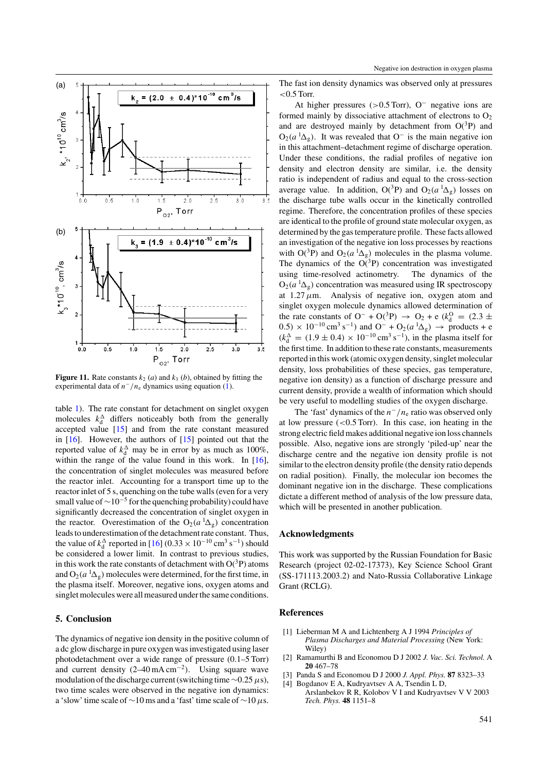(a)

$k_2 = (2.0 \pm 0.4)*10^{-10}$ cm$^3$/s

$k_2$, *$10^{10}$ cm$^3$/s

$P_{O2}$, Torr

(b)

$k_3 = (1.9 \pm 0.4)*10^{-10}$ cm$^3$/s

$k_3$*$10^{10}$, cm$^3$/s

$P_{O2}$, Torr

**Figure 11.** Rate constants $k_2$ (*a*) and $k_3$ (*b*), obtained by fitting the experimental data of $n^-/n_e$ dynamics using equation (1).

table 1). The rate constant for detachment on singlet oxygen molecules $k_d^\Delta$ differs noticeably both from the generally accepted value [15] and from the rate constant measured in [16]. However, the authors of [15] pointed out that the reported value of $k_d^\Delta$ may be in error by as much as 100%, within the range of the value found in this work. In [16], the concentration of singlet molecules was measured before the reactor inlet. Accounting for a transport time up to the reactor inlet of 5 s, quenching on the tube walls (even for a very small value of $\sim 10^{-5}$ for the quenching probability) could have significantly decreased the concentration of singlet oxygen in the reactor. Overestimation of the $O_2(a\,^1\Delta_g)$ concentration leads to underestimation of the detachment rate constant. Thus, the value of $k_d^\Delta$ reported in [16] ($0.33 \times 10^{-10}$ cm$^3$ s$^{-1}$) should be considered a lower limit. In contrast to previous studies, in this work the rate constants of detachment with $O(^3P)$ atoms and $O_2(a\,^1\Delta_g)$ molecules were determined, for the first time, in the plasma itself. Moreover, negative ions, oxygen atoms and singlet molecules were all measured under the same conditions.

## 5. Conclusion

The dynamics of negative ion density in the positive column of a dc glow discharge in pure oxygen was investigated using laser photodetachment over a wide range of pressure (0.1–5 Torr) and current density (2–40 mA cm$^{-2}$). Using square wave modulation of the discharge current (switching time $\sim 0.25\,\mu$s), two time scales were observed in the negative ion dynamics: a 'slow' time scale of $\sim 10$ ms and a 'fast' time scale of $\sim 10\,\mu$s. The fast ion density dynamics was observed only at pressures $<0.5$ Torr.

At higher pressures ($>0.5$ Torr), $O^-$ negative ions are formed mainly by dissociative attachment of electrons to $O_2$ and are destroyed mainly by detachment from $O(^3P)$ and $O_2(a\,^1\Delta_g)$. It was revealed that $O^-$ is the main negative ion in this attachment–detachment regime of discharge operation. Under these conditions, the radial profiles of negative ion density and electron density are similar, i.e. the density ratio is independent of radius and equal to the cross-section average value. In addition, $O(^3P)$ and $O_2(a\,^1\Delta_g)$ losses on the discharge tube walls occur in the kinetically controlled regime. Therefore, the concentration profiles of these species are identical to the profile of ground state molecular oxygen, as determined by the gas temperature profile. These facts allowed an investigation of the negative ion loss processes by reactions with $O(^3P)$ and $O_2(a\,^1\Delta_g)$ molecules in the plasma volume. The dynamics of the $O(^3P)$ concentration was investigated using time-resolved actinometry. The dynamics of the $O_2(a\,^1\Delta_g)$ concentration was measured using IR spectroscopy at 1.27 $\mu$m. Analysis of negative ion, oxygen atom and singlet oxygen molecule dynamics allowed determination of the rate constants of $O^- + O(^3P) \rightarrow O_2 + e$ ($k_d^O = (2.3 \pm 0.5) \times 10^{-10}$ cm$^3$ s$^{-1}$) and $O^- + O_2(a\,^1\Delta_g) \rightarrow$ products + e ($k_d^\Delta = (1.9 \pm 0.4) \times 10^{-10}$ cm$^3$ s$^{-1}$), in the plasma itself for the first time. In addition to these rate constants, measurements reported in this work (atomic oxygen density, singlet molecular density, loss probabilities of these species, gas temperature, negative ion density) as a function of discharge pressure and current density, provide a wealth of information which should be very useful to modelling studies of the oxygen discharge.

The 'fast' dynamics of the $n^-/n_e$ ratio was observed only at low pressure ($<0.5$ Torr). In this case, ion heating in the strong electric field makes additional negative ion loss channels possible. Also, negative ions are strongly 'piled-up' near the discharge centre and the negative ion density profile is not similar to the electron density profile (the density ratio depends on radial position). Finally, the molecular ion becomes the dominant negative ion in the discharge. These complications dictate a different method of analysis of the low pressure data, which will be presented in another publication.

## Acknowledgments

This work was supported by the Russian Foundation for Basic Research (project 02-02-17373), Key Science School Grant (SS-171113.2003.2) and Nato-Russia Collaborative Linkage Grant (RCLG).

## References

[1] Lieberman M A and Lichtenberg A J 1994 *Principles of Plasma Discharges and Material Processing* (New York: Wiley)

[2] Ramamurthi B and Economou D J 2002 *J. Vac. Sci. Technol.* A **20** 467–78

[3] Panda S and Economou D J 2000 *J. Appl. Phys.* **87** 8323–33

[4] Bogdanov E A, Kudryavtsev A A, Tsendin L D, Arslanbekov R R, Kolobov V I and Kudryavtsev V V 2003 *Tech. Phys.* **48** 1151–8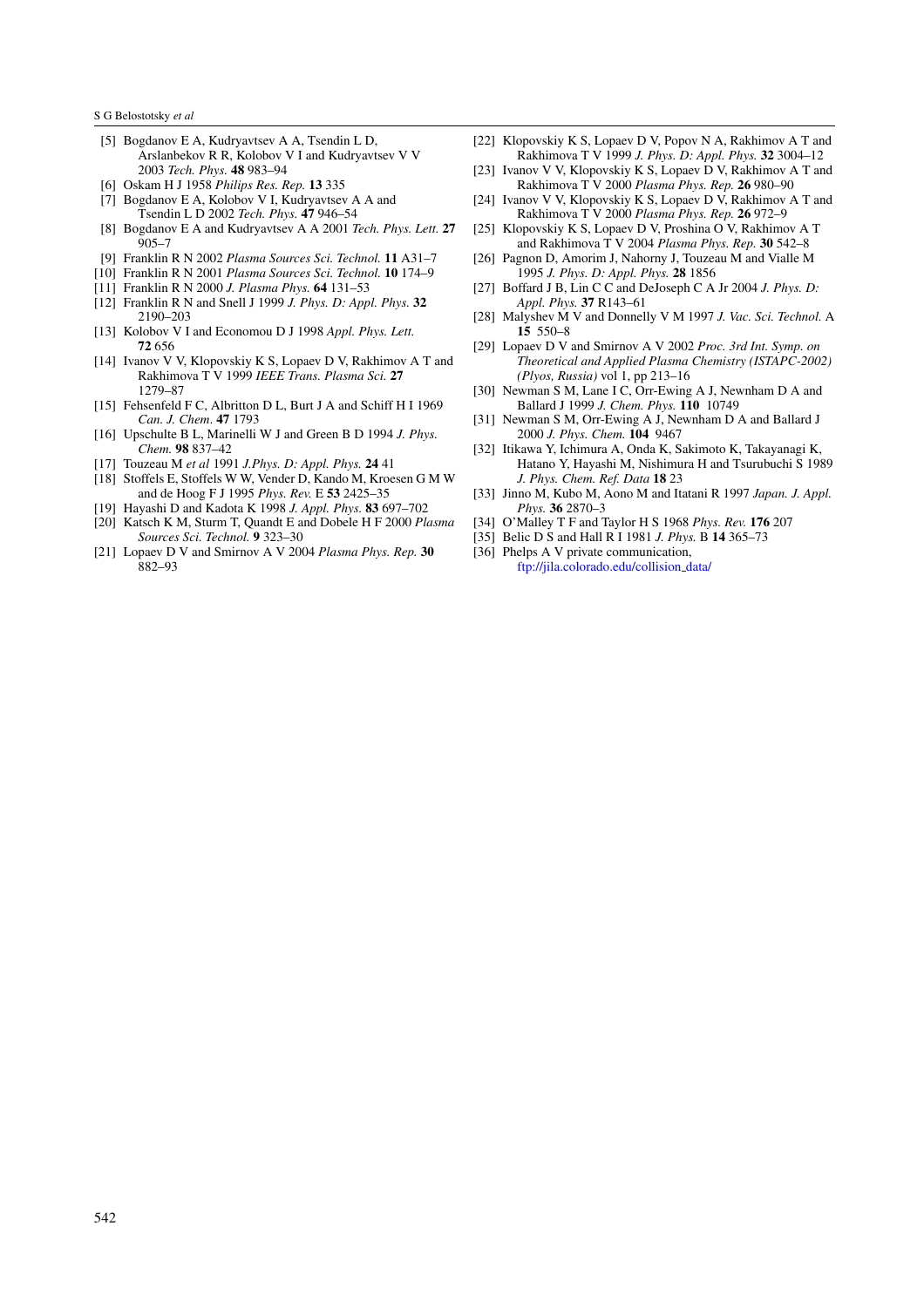[5] Bogdanov E A, Kudryavtsev A A, Tsendin L D, Arslanbekov R R, Kolobov V I and Kudryavtsev V V 2003 *Tech. Phys.* **48** 983–94

[6] Oskam H J 1958 *Philips Res. Rep.* **13** 335

[7] Bogdanov E A, Kolobov V I, Kudryavtsev A A and Tsendin L D 2002 *Tech. Phys.* **47** 946–54

[8] Bogdanov E A and Kudryavtsev A A 2001 *Tech. Phys. Lett.* **27** 905–7

[9] Franklin R N 2002 *Plasma Sources Sci. Technol.* **11** A31–7

[10] Franklin R N 2001 *Plasma Sources Sci. Technol.* **10** 174–9

[11] Franklin R N 2000 *J. Plasma Phys.* **64** 131–53

[12] Franklin R N and Snell J 1999 *J. Phys. D: Appl. Phys.* **32** 2190–203

[13] Kolobov V I and Economou D J 1998 *Appl. Phys. Lett.* **72** 656

[14] Ivanov V V, Klopovskiy K S, Lopaev D V, Rakhimov A T and Rakhimova T V 1999 *IEEE Trans. Plasma Sci.* **27** 1279–87

[15] Fehsenfeld F C, Albritton D L, Burt J A and Schiff H I 1969 *Can. J. Chem.* **47** 1793

[16] Upschulte B L, Marinelli W J and Green B D 1994 *J. Phys. Chem.* **98** 837–42

[17] Touzeau M *et al* 1991 *J.Phys. D: Appl. Phys.* **24** 41

[18] Stoffels E, Stoffels W W, Vender D, Kando M, Kroesen G M W and de Hoog F J 1995 *Phys. Rev.* E **53** 2425–35

[19] Hayashi D and Kadota K 1998 *J. Appl. Phys.* **83** 697–702

[20] Katsch K M, Sturm T, Quandt E and Dobele H F 2000 *Plasma Sources Sci. Technol.* **9** 323–30

[21] Lopaev D V and Smirnov A V 2004 *Plasma Phys. Rep.* **30** 882–93

[22] Klopovskiy K S, Lopaev D V, Popov N A, Rakhimov A T and Rakhimova T V 1999 *J. Phys. D: Appl. Phys.* **32** 3004–12

[23] Ivanov V V, Klopovskiy K S, Lopaev D V, Rakhimov A T and Rakhimova T V 2000 *Plasma Phys. Rep.* **26** 980–90

[24] Ivanov V V, Klopovskiy K S, Lopaev D V, Rakhimov A T and Rakhimova T V 2000 *Plasma Phys. Rep.* **26** 972–9

[25] Klopovskiy K S, Lopaev D V, Proshina O V, Rakhimov A T and Rakhimova T V 2004 *Plasma Phys. Rep.* **30** 542–8

[26] Pagnon D, Amorim J, Nahorny J, Touzeau M and Vialle M 1995 *J. Phys. D: Appl. Phys.* **28** 1856

[27] Boffard J B, Lin C C and DeJoseph C A Jr 2004 *J. Phys. D: Appl. Phys.* **37** R143–61

[28] Malyshev M V and Donnelly V M 1997 *J. Vac. Sci. Technol.* A **15** 550–8

[29] Lopaev D V and Smirnov A V 2002 *Proc. 3rd Int. Symp. on Theoretical and Applied Plasma Chemistry (ISTAPC-2002) (Plyos, Russia)* vol 1, pp 213–16

[30] Newman S M, Lane I C, Orr-Ewing A J, Newnham D A and Ballard J 1999 *J. Chem. Phys.* **110** 10749

[31] Newman S M, Orr-Ewing A J, Newnham D A and Ballard J 2000 *J. Phys. Chem.* **104** 9467

[32] Itikawa Y, Ichimura A, Onda K, Sakimoto K, Takayanagi K, Hatano Y, Hayashi M, Nishimura H and Tsurubuchi S 1989 *J. Phys. Chem. Ref. Data* **18** 23

[33] Jinno M, Kubo M, Aono M and Itatani R 1997 *Japan. J. Appl. Phys.* **36** 2870–3

[34] O'Malley T F and Taylor H S 1968 *Phys. Rev.* **176** 207

[35] Belic D S and Hall R I 1981 *J. Phys.* B **14** 365–73

[36] Phelps A V private communication, ftp://jila.colorado.edu/collision_data/